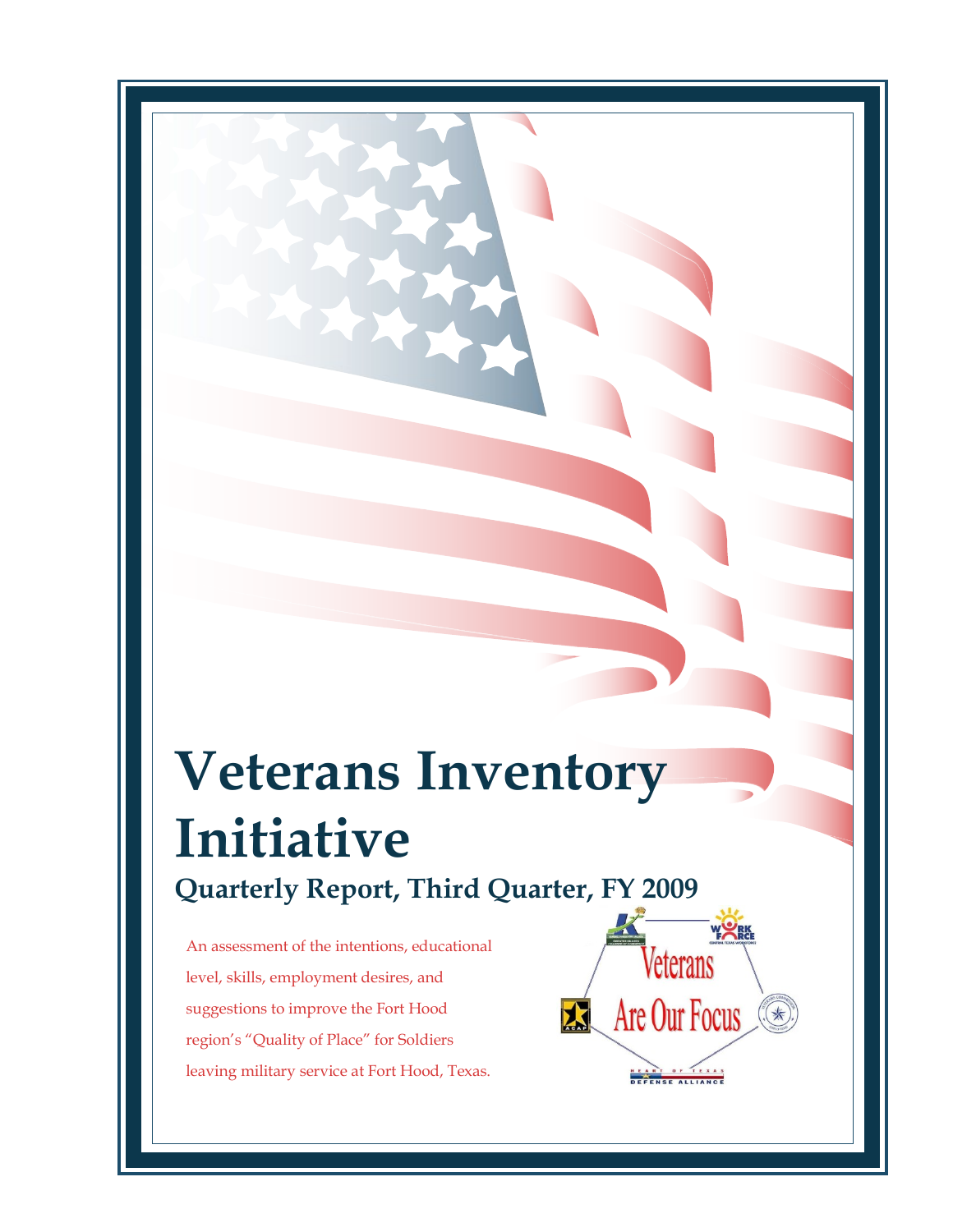# Veterans Inventory Initiative

## Quarterly Report, Third Quarter, FY 2009

An assessment of the intentions, educational level, skills, employment desires, and suggestions to improve the Fort Hood region's "Quality of Place" for Soldiers leaving military service at Fort Hood, Texas.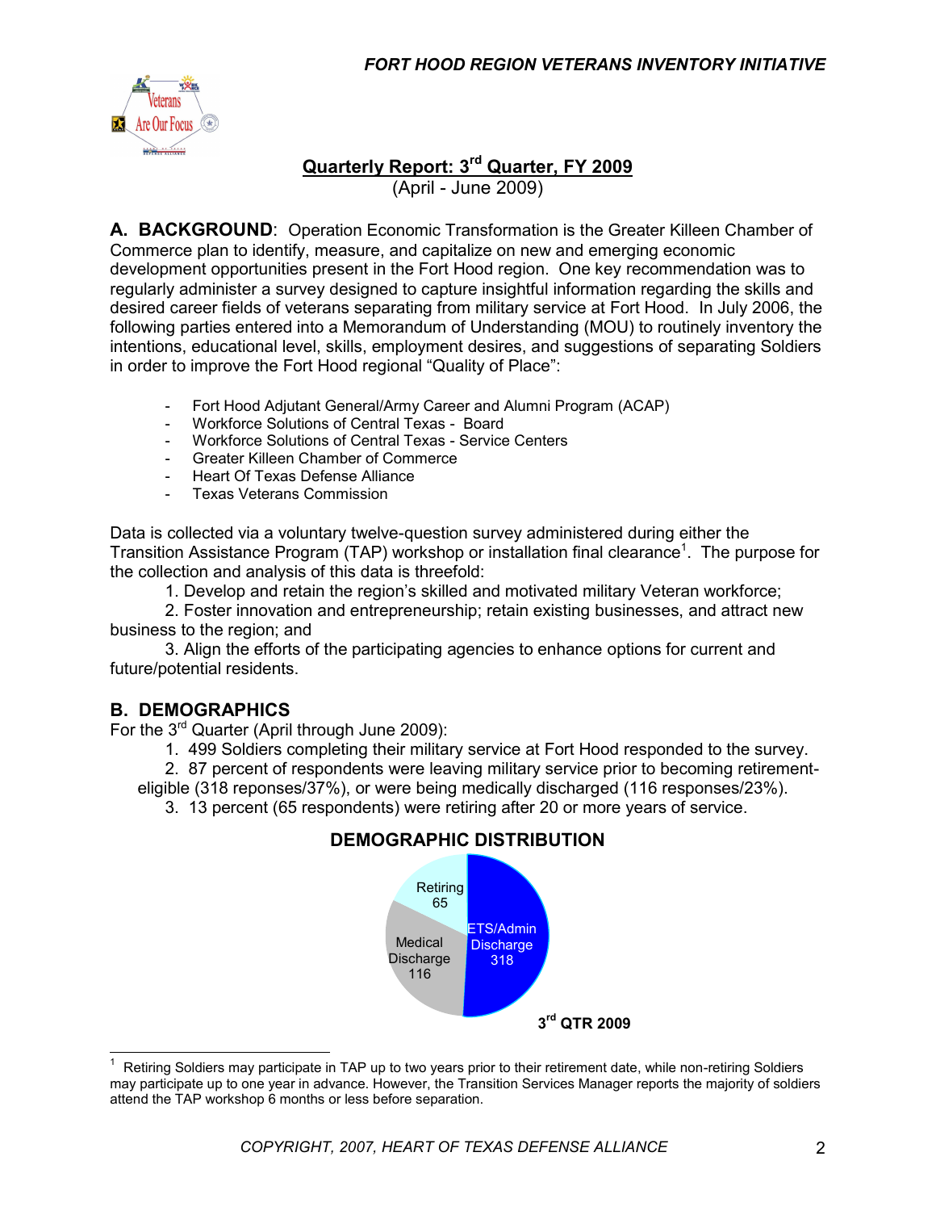## Quarterly Report: 3rd Quarter, FY 2009

(April - June 2009)

**A. BACKGROUND**: Operation Economic Transformation is the Greater Killeen Chamber of Commerce plan to identify, measure, and capitalize on new and emerging economic development opportunities present in the Fort Hood region. One key recommendation was to regularly administer a survey designed to capture insightful information regarding the skills and desired career fields of veterans separating from military service at Fort Hood. In July 2006, the following parties entered into a Memorandum of Understanding (MOU) to routinely inventory the intentions, educational level, skills, employment desires, and suggestions of separating Soldiers in order to improve the Fort Hood regional "Quality of Place":

- Fort Hood Adjutant General/Army Career and Alumni Program (ACAP)
- Workforce Solutions of Central Texas - Board
- Workforce Solutions of Central Texas - Service Centers
- Greater Killeen Chamber of Commerce
- Heart Of Texas Defense Alliance
- Texas Veterans Commission

Data is collected via a voluntary twelve-question survey administered during either the Transition Assistance Program (TAP) workshop or installation final clearance[1]. The purpose for the collection and analysis of this data is threefold:

1. Develop and retain the region's skilled and motivated military Veteran workforce;
2. Foster innovation and entrepreneurship; retain existing businesses, and attract new business to the region; and
3. Align the efforts of the participating agencies to enhance options for current and future/potential residents.

## B. DEMOGRAPHICS

For the 3rd Quarter (April through June 2009):

1. 499 Soldiers completing their military service at Fort Hood responded to the survey.
2. 87 percent of respondents were leaving military service prior to becoming retirement-eligible (318 reponses/37%), or were being medically discharged (116 responses/23%).
3. 13 percent (65 respondents) were retiring after 20 or more years of service.

**DEMOGRAPHIC DISTRIBUTION**

| Category | Count |
|---|---|
| ETS/Admin Discharge | 318 |
| Medical Discharge | 116 |
| Retiring | 65 |

**3rd QTR 2009**

[1] Retiring Soldiers may participate in TAP up to two years prior to their retirement date, while non-retiring Soldiers may participate up to one year in advance. However, the Transition Services Manager reports the majority of soldiers attend the TAP workshop 6 months or less before separation.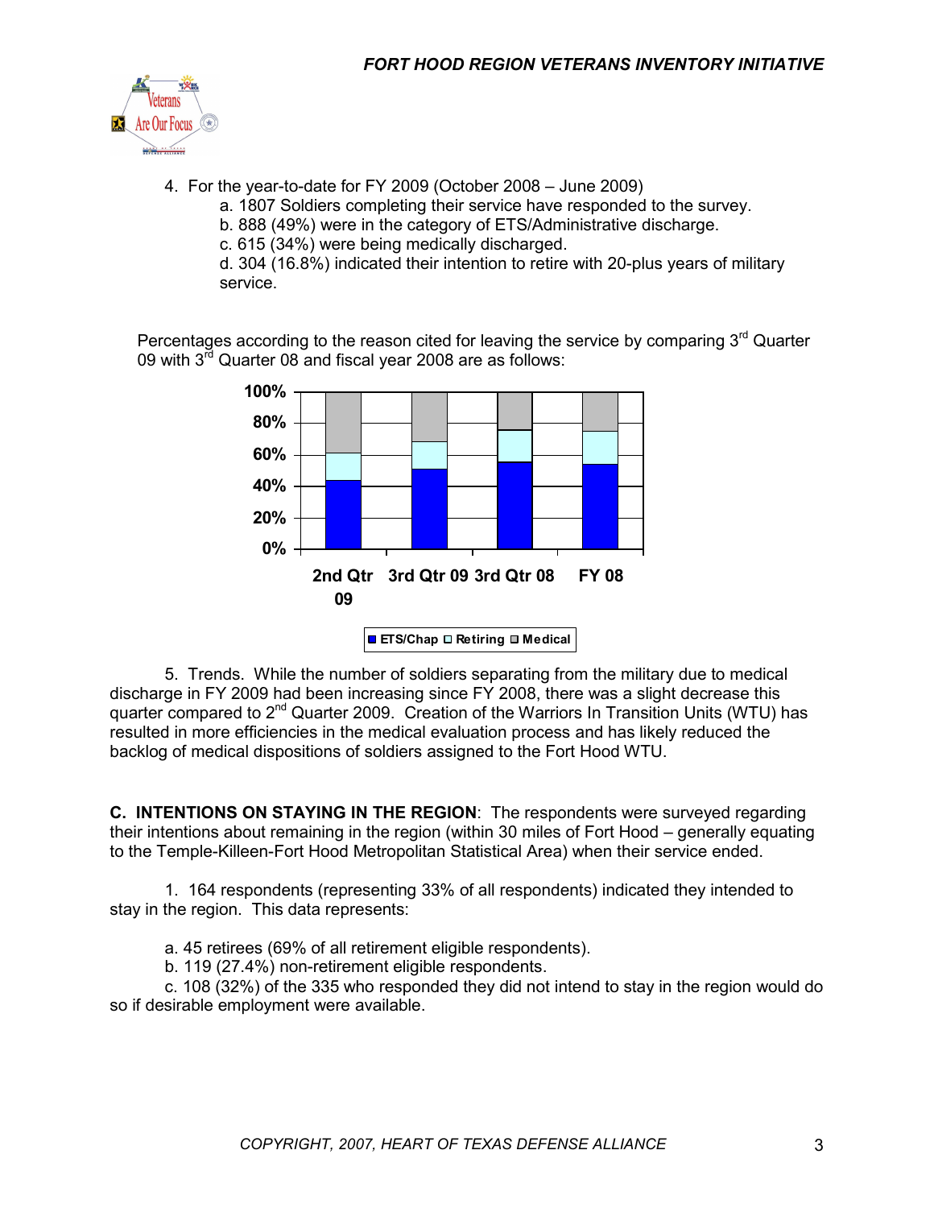4. For the year-to-date for FY 2009 (October 2008 – June 2009)
   a. 1807 Soldiers completing their service have responded to the survey.
   b. 888 (49%) were in the category of ETS/Administrative discharge.
   c. 615 (34%) were being medically discharged.
   d. 304 (16.8%) indicated their intention to retire with 20-plus years of military service.

Percentages according to the reason cited for leaving the service by comparing 3rd Quarter 09 with 3rd Quarter 08 and fiscal year 2008 are as follows:

5. Trends. While the number of soldiers separating from the military due to medical discharge in FY 2009 had been increasing since FY 2008, there was a slight decrease this quarter compared to 2nd Quarter 2009. Creation of the Warriors In Transition Units (WTU) has resulted in more efficiencies in the medical evaluation process and has likely reduced the backlog of medical dispositions of soldiers assigned to the Fort Hood WTU.

**C. INTENTIONS ON STAYING IN THE REGION**: The respondents were surveyed regarding their intentions about remaining in the region (within 30 miles of Fort Hood – generally equating to the Temple-Killeen-Fort Hood Metropolitan Statistical Area) when their service ended.

1. 164 respondents (representing 33% of all respondents) indicated they intended to stay in the region. This data represents:

   a. 45 retirees (69% of all retirement eligible respondents).
   b. 119 (27.4%) non-retirement eligible respondents.
   c. 108 (32%) of the 335 who responded they did not intend to stay in the region would do so if desirable employment were available.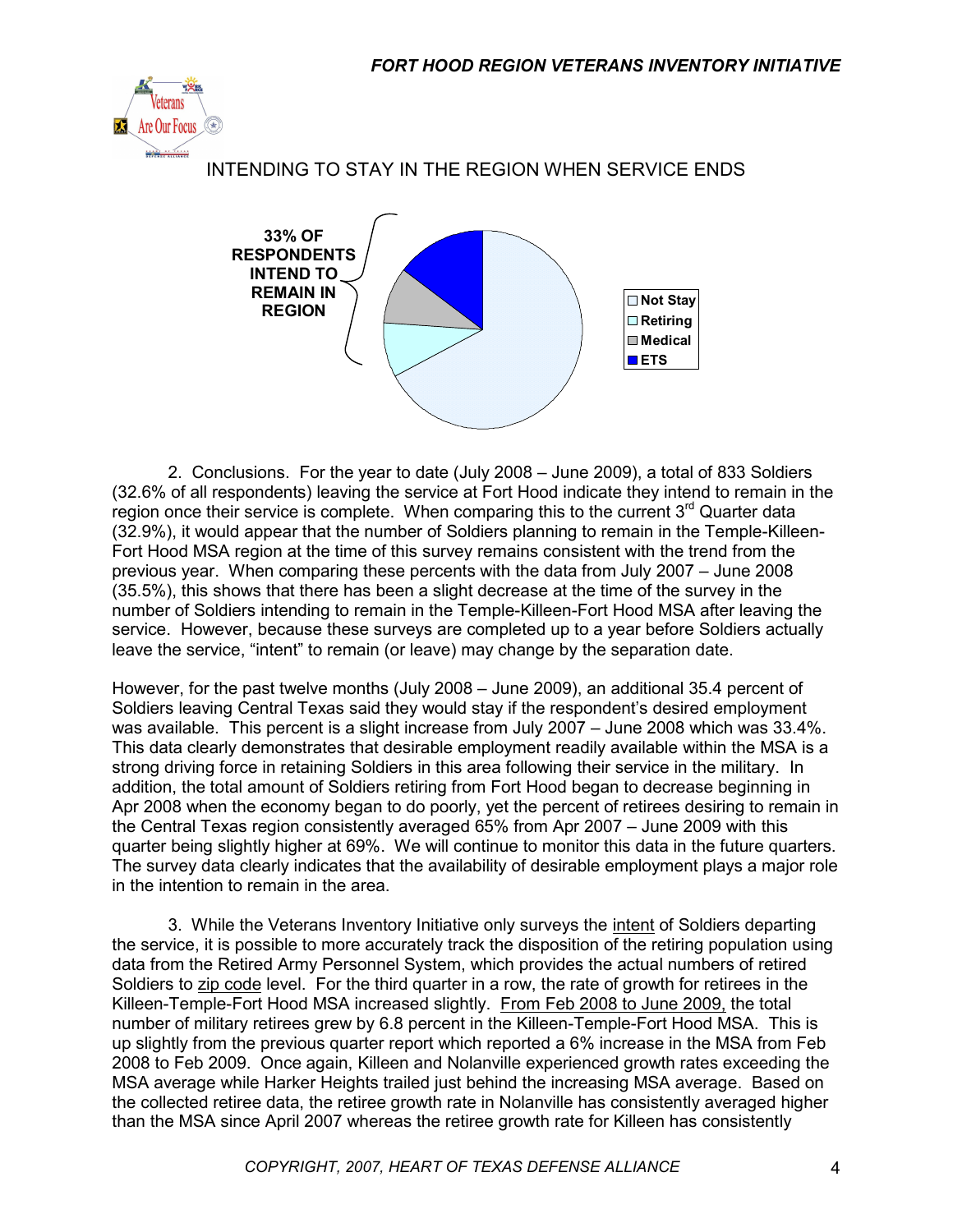INTENDING TO STAY IN THE REGION WHEN SERVICE ENDS

33% OF RESPONDENTS INTEND TO REMAIN IN REGION

- Not Stay
- Retiring
- Medical
- ETS

2. Conclusions. For the year to date (July 2008 – June 2009), a total of 833 Soldiers (32.6% of all respondents) leaving the service at Fort Hood indicate they intend to remain in the region once their service is complete. When comparing this to the current 3rd Quarter data (32.9%), it would appear that the number of Soldiers planning to remain in the Temple-Killeen-Fort Hood MSA region at the time of this survey remains consistent with the trend from the previous year. When comparing these percents with the data from July 2007 – June 2008 (35.5%), this shows that there has been a slight decrease at the time of the survey in the number of Soldiers intending to remain in the Temple-Killeen-Fort Hood MSA after leaving the service. However, because these surveys are completed up to a year before Soldiers actually leave the service, "intent" to remain (or leave) may change by the separation date.

However, for the past twelve months (July 2008 – June 2009), an additional 35.4 percent of Soldiers leaving Central Texas said they would stay if the respondent's desired employment was available. This percent is a slight increase from July 2007 – June 2008 which was 33.4%. This data clearly demonstrates that desirable employment readily available within the MSA is a strong driving force in retaining Soldiers in this area following their service in the military. In addition, the total amount of Soldiers retiring from Fort Hood began to decrease beginning in Apr 2008 when the economy began to do poorly, yet the percent of retirees desiring to remain in the Central Texas region consistently averaged 65% from Apr 2007 – June 2009 with this quarter being slightly higher at 69%. We will continue to monitor this data in the future quarters. The survey data clearly indicates that the availability of desirable employment plays a major role in the intention to remain in the area.

3. While the Veterans Inventory Initiative only surveys the intent of Soldiers departing the service, it is possible to more accurately track the disposition of the retiring population using data from the Retired Army Personnel System, which provides the actual numbers of retired Soldiers to zip code level. For the third quarter in a row, the rate of growth for retirees in the Killeen-Temple-Fort Hood MSA increased slightly. From Feb 2008 to June 2009, the total number of military retirees grew by 6.8 percent in the Killeen-Temple-Fort Hood MSA. This is up slightly from the previous quarter report which reported a 6% increase in the MSA from Feb 2008 to Feb 2009. Once again, Killeen and Nolanville experienced growth rates exceeding the MSA average while Harker Heights trailed just behind the increasing MSA average. Based on the collected retiree data, the retiree growth rate in Nolanville has consistently averaged higher than the MSA since April 2007 whereas the retiree growth rate for Killeen has consistently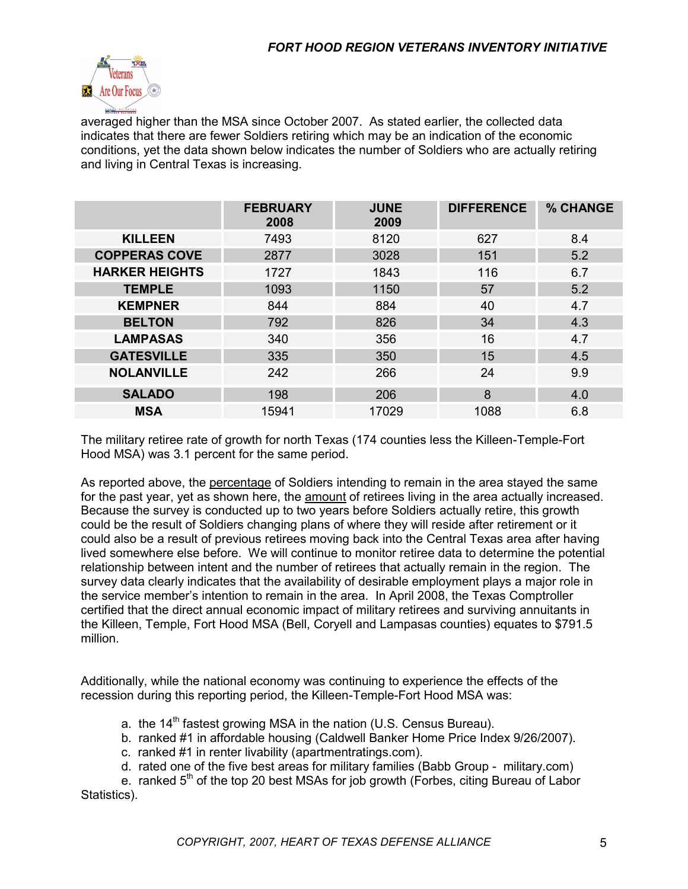averaged higher than the MSA since October 2007. As stated earlier, the collected data indicates that there are fewer Soldiers retiring which may be an indication of the economic conditions, yet the data shown below indicates the number of Soldiers who are actually retiring and living in Central Texas is increasing.

| | FEBRUARY 2008 | JUNE 2009 | DIFFERENCE | % CHANGE |
|---|---|---|---|---|
| **KILLEEN** | 7493 | 8120 | 627 | 8.4 |
| **COPPERAS COVE** | 2877 | 3028 | 151 | 5.2 |
| **HARKER HEIGHTS** | 1727 | 1843 | 116 | 6.7 |
| **TEMPLE** | 1093 | 1150 | 57 | 5.2 |
| **KEMPNER** | 844 | 884 | 40 | 4.7 |
| **BELTON** | 792 | 826 | 34 | 4.3 |
| **LAMPASAS** | 340 | 356 | 16 | 4.7 |
| **GATESVILLE** | 335 | 350 | 15 | 4.5 |
| **NOLANVILLE** | 242 | 266 | 24 | 9.9 |
| **SALADO** | 198 | 206 | 8 | 4.0 |
| **MSA** | 15941 | 17029 | 1088 | 6.8 |

The military retiree rate of growth for north Texas (174 counties less the Killeen-Temple-Fort Hood MSA) was 3.1 percent for the same period.

As reported above, the percentage of Soldiers intending to remain in the area stayed the same for the past year, yet as shown here, the amount of retirees living in the area actually increased. Because the survey is conducted up to two years before Soldiers actually retire, this growth could be the result of Soldiers changing plans of where they will reside after retirement or it could also be a result of previous retirees moving back into the Central Texas area after having lived somewhere else before. We will continue to monitor retiree data to determine the potential relationship between intent and the number of retirees that actually remain in the region. The survey data clearly indicates that the availability of desirable employment plays a major role in the service member's intention to remain in the area. In April 2008, the Texas Comptroller certified that the direct annual economic impact of military retirees and surviving annuitants in the Killeen, Temple, Fort Hood MSA (Bell, Coryell and Lampasas counties) equates to $791.5 million.

Additionally, while the national economy was continuing to experience the effects of the recession during this reporting period, the Killeen-Temple-Fort Hood MSA was:

a. the 14th fastest growing MSA in the nation (U.S. Census Bureau).
b. ranked #1 in affordable housing (Caldwell Banker Home Price Index 9/26/2007).
c. ranked #1 in renter livability (apartmentratings.com).
d. rated one of the five best areas for military families (Babb Group - military.com)
e. ranked 5th of the top 20 best MSAs for job growth (Forbes, citing Bureau of Labor Statistics).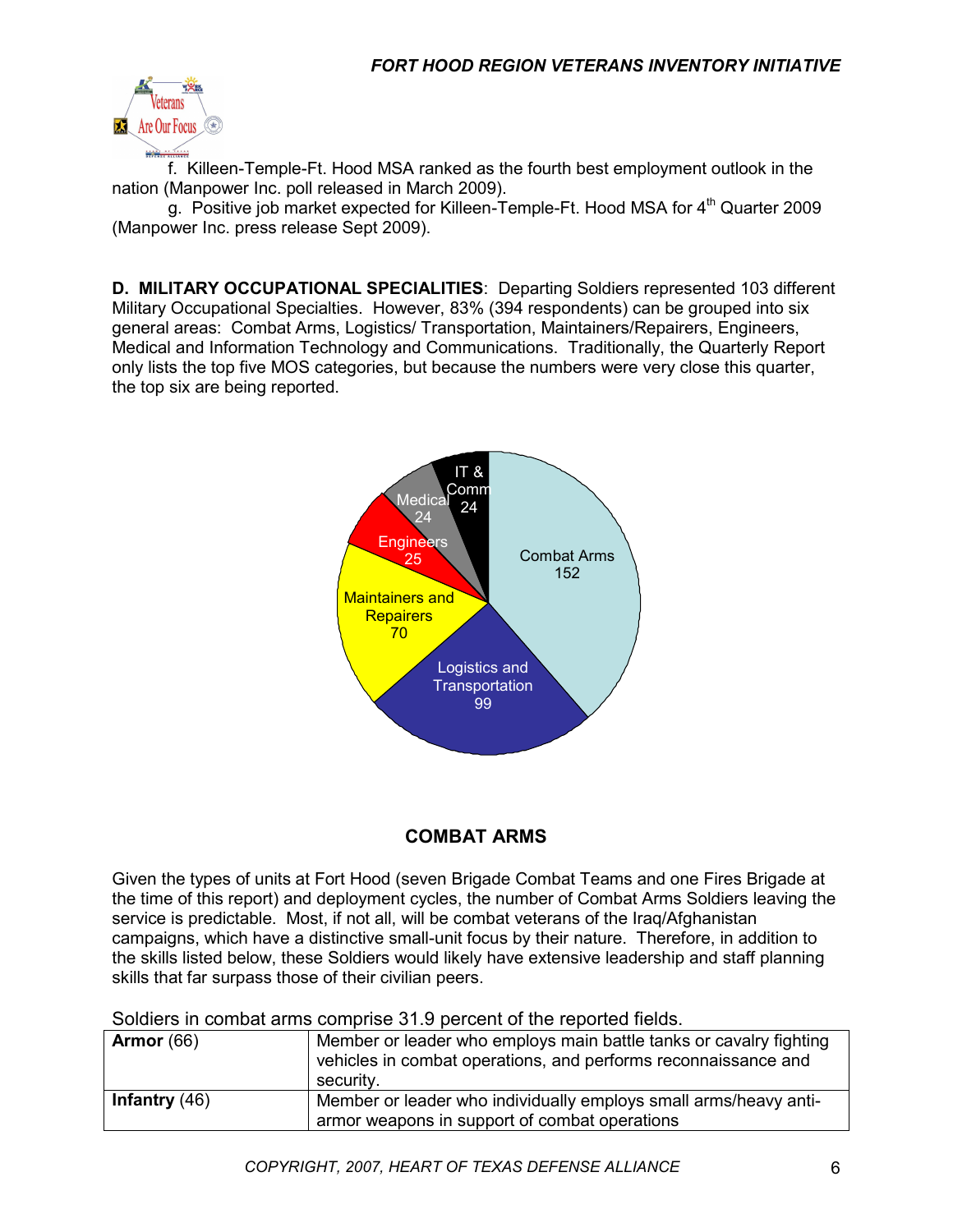f. Killeen-Temple-Ft. Hood MSA ranked as the fourth best employment outlook in the nation (Manpower Inc. poll released in March 2009).

g. Positive job market expected for Killeen-Temple-Ft. Hood MSA for 4th Quarter 2009 (Manpower Inc. press release Sept 2009).

**D. MILITARY OCCUPATIONAL SPECIALITIES**: Departing Soldiers represented 103 different Military Occupational Specialties. However, 83% (394 respondents) can be grouped into six general areas: Combat Arms, Logistics/ Transportation, Maintainers/Repairers, Engineers, Medical and Information Technology and Communications. Traditionally, the Quarterly Report only lists the top five MOS categories, but because the numbers were very close this quarter, the top six are being reported.

Combat Arms 152
Logistics and Transportation 99
Maintainers and Repairers 70
Engineers 25
Medical 24
IT & Comm 24

## COMBAT ARMS

Given the types of units at Fort Hood (seven Brigade Combat Teams and one Fires Brigade at the time of this report) and deployment cycles, the number of Combat Arms Soldiers leaving the service is predictable. Most, if not all, will be combat veterans of the Iraq/Afghanistan campaigns, which have a distinctive small-unit focus by their nature. Therefore, in addition to the skills listed below, these Soldiers would likely have extensive leadership and staff planning skills that far surpass those of their civilian peers.

Soldiers in combat arms comprise 31.9 percent of the reported fields.

| | |
|---|---|
| **Armor** (66) | Member or leader who employs main battle tanks or cavalry fighting vehicles in combat operations, and performs reconnaissance and security. |
| **Infantry** (46) | Member or leader who individually employs small arms/heavy anti-armor weapons in support of combat operations |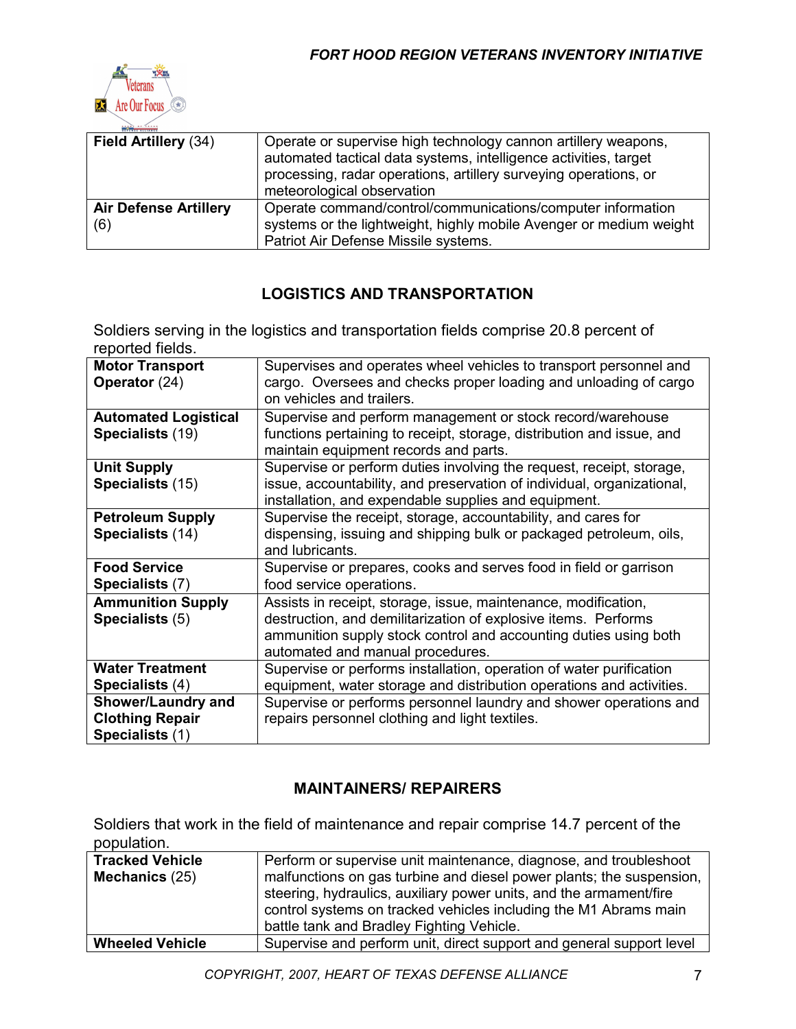| **Field Artillery** (34) | Operate or supervise high technology cannon artillery weapons, automated tactical data systems, intelligence activities, target processing, radar operations, artillery surveying operations, or meteorological observation |
|---|---|
| **Air Defense Artillery** (6) | Operate command/control/communications/computer information systems or the lightweight, highly mobile Avenger or medium weight Patriot Air Defense Missile systems. |

## LOGISTICS AND TRANSPORTATION

Soldiers serving in the logistics and transportation fields comprise 20.8 percent of reported fields.

| **Motor Transport Operator** (24) | Supervises and operates wheel vehicles to transport personnel and cargo. Oversees and checks proper loading and unloading of cargo on vehicles and trailers. |
|---|---|
| **Automated Logistical Specialists** (19) | Supervise and perform management or stock record/warehouse functions pertaining to receipt, storage, distribution and issue, and maintain equipment records and parts. |
| **Unit Supply Specialists** (15) | Supervise or perform duties involving the request, receipt, storage, issue, accountability, and preservation of individual, organizational, installation, and expendable supplies and equipment. |
| **Petroleum Supply Specialists** (14) | Supervise the receipt, storage, accountability, and cares for dispensing, issuing and shipping bulk or packaged petroleum, oils, and lubricants. |
| **Food Service Specialists** (7) | Supervise or prepares, cooks and serves food in field or garrison food service operations. |
| **Ammunition Supply Specialists** (5) | Assists in receipt, storage, issue, maintenance, modification, destruction, and demilitarization of explosive items. Performs ammunition supply stock control and accounting duties using both automated and manual procedures. |
| **Water Treatment Specialists** (4) | Supervise or performs installation, operation of water purification equipment, water storage and distribution operations and activities. |
| **Shower/Laundry and Clothing Repair Specialists** (1) | Supervise or performs personnel laundry and shower operations and repairs personnel clothing and light textiles. |

## MAINTAINERS/ REPAIRERS

Soldiers that work in the field of maintenance and repair comprise 14.7 percent of the population.

| **Tracked Vehicle Mechanics** (25) | Perform or supervise unit maintenance, diagnose, and troubleshoot malfunctions on gas turbine and diesel power plants; the suspension, steering, hydraulics, auxiliary power units, and the armament/fire control systems on tracked vehicles including the M1 Abrams main battle tank and Bradley Fighting Vehicle. |
|---|---|
| **Wheeled Vehicle** | Supervise and perform unit, direct support and general support level |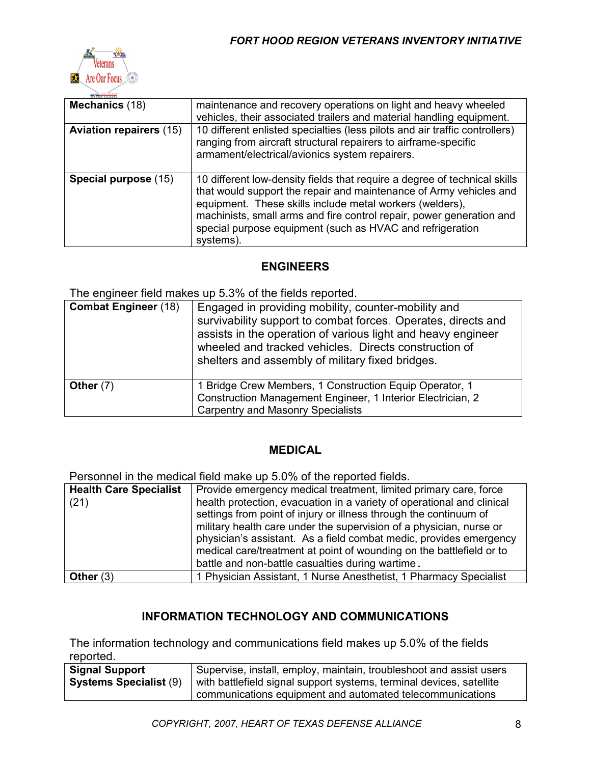| | |
|---|---|
| **Mechanics** (18) | maintenance and recovery operations on light and heavy wheeled vehicles, their associated trailers and material handling equipment. |
| **Aviation repairers** (15) | 10 different enlisted specialties (less pilots and air traffic controllers) ranging from aircraft structural repairers to airframe-specific armament/electrical/avionics system repairers. |
| **Special purpose** (15) | 10 different low-density fields that require a degree of technical skills that would support the repair and maintenance of Army vehicles and equipment. These skills include metal workers (welders), machinists, small arms and fire control repair, power generation and special purpose equipment (such as HVAC and refrigeration systems). |

## ENGINEERS

The engineer field makes up 5.3% of the fields reported.

| | |
|---|---|
| **Combat Engineer** (18) | Engaged in providing mobility, counter-mobility and survivability support to combat forces. Operates, directs and assists in the operation of various light and heavy engineer wheeled and tracked vehicles. Directs construction of shelters and assembly of military fixed bridges. |
| **Other** (7) | 1 Bridge Crew Members, 1 Construction Equip Operator, 1 Construction Management Engineer, 1 Interior Electrician, 2 Carpentry and Masonry Specialists |

## MEDICAL

Personnel in the medical field make up 5.0% of the reported fields.

| | |
|---|---|
| **Health Care Specialist** (21) | Provide emergency medical treatment, limited primary care, force health protection, evacuation in a variety of operational and clinical settings from point of injury or illness through the continuum of military health care under the supervision of a physician, nurse or physician's assistant. As a field combat medic, provides emergency medical care/treatment at point of wounding on the battlefield or to battle and non-battle casualties during wartime. |
| **Other** (3) | 1 Physician Assistant, 1 Nurse Anesthetist, 1 Pharmacy Specialist |

## INFORMATION TECHNOLOGY AND COMMUNICATIONS

The information technology and communications field makes up 5.0% of the fields reported.

| | |
|---|---|
| **Signal Support Systems Specialist** (9) | Supervise, install, employ, maintain, troubleshoot and assist users with battlefield signal support systems, terminal devices, satellite communications equipment and automated telecommunications |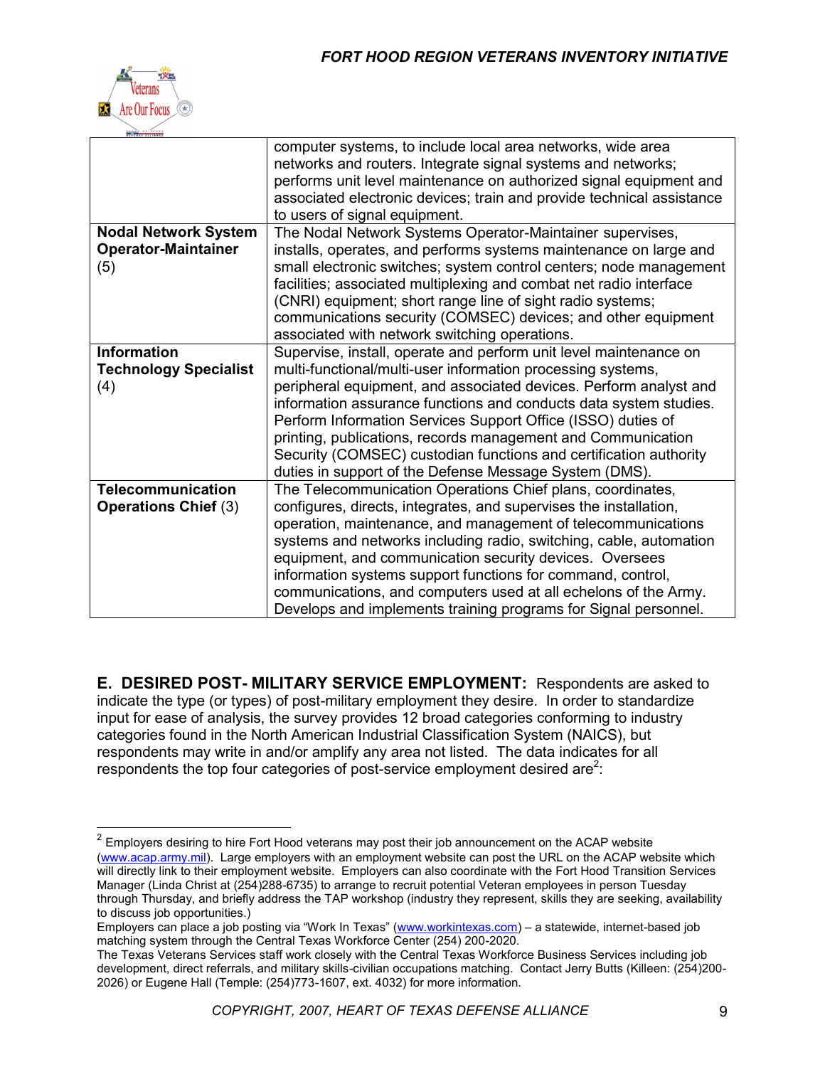| | |
|---|---|
| | computer systems, to include local area networks, wide area networks and routers. Integrate signal systems and networks; performs unit level maintenance on authorized signal equipment and associated electronic devices; train and provide technical assistance to users of signal equipment. |
| **Nodal Network System Operator-Maintainer** (5) | The Nodal Network Systems Operator-Maintainer supervises, installs, operates, and performs systems maintenance on large and small electronic switches; system control centers; node management facilities; associated multiplexing and combat net radio interface (CNRI) equipment; short range line of sight radio systems; communications security (COMSEC) devices; and other equipment associated with network switching operations. |
| **Information Technology Specialist** (4) | Supervise, install, operate and perform unit level maintenance on multi-functional/multi-user information processing systems, peripheral equipment, and associated devices. Perform analyst and information assurance functions and conducts data system studies. Perform Information Services Support Office (ISSO) duties of printing, publications, records management and Communication Security (COMSEC) custodian functions and certification authority duties in support of the Defense Message System (DMS). |
| **Telecommunication Operations Chief** (3) | The Telecommunication Operations Chief plans, coordinates, configures, directs, integrates, and supervises the installation, operation, maintenance, and management of telecommunications systems and networks including radio, switching, cable, automation equipment, and communication security devices. Oversees information systems support functions for command, control, communications, and computers used at all echelons of the Army. Develops and implements training programs for Signal personnel. |

**E. DESIRED POST- MILITARY SERVICE EMPLOYMENT:** Respondents are asked to indicate the type (or types) of post-military employment they desire. In order to standardize input for ease of analysis, the survey provides 12 broad categories conforming to industry categories found in the North American Industrial Classification System (NAICS), but respondents may write in and/or amplify any area not listed. The data indicates for all respondents the top four categories of post-service employment desired are[2]:

---

[2] Employers desiring to hire Fort Hood veterans may post their job announcement on the ACAP website (www.acap.army.mil). Large employers with an employment website can post the URL on the ACAP website which will directly link to their employment website. Employers can also coordinate with the Fort Hood Transition Services Manager (Linda Christ at (254)288-6735) to arrange to recruit potential Veteran employees in person Tuesday through Thursday, and briefly address the TAP workshop (industry they represent, skills they are seeking, availability to discuss job opportunities.)

Employers can place a job posting via "Work In Texas" (www.workintexas.com) – a statewide, internet-based job matching system through the Central Texas Workforce Center (254) 200-2020.

The Texas Veterans Services staff work closely with the Central Texas Workforce Business Services including job development, direct referrals, and military skills-civilian occupations matching. Contact Jerry Butts (Killeen: (254)200-2026) or Eugene Hall (Temple: (254)773-1607, ext. 4032) for more information.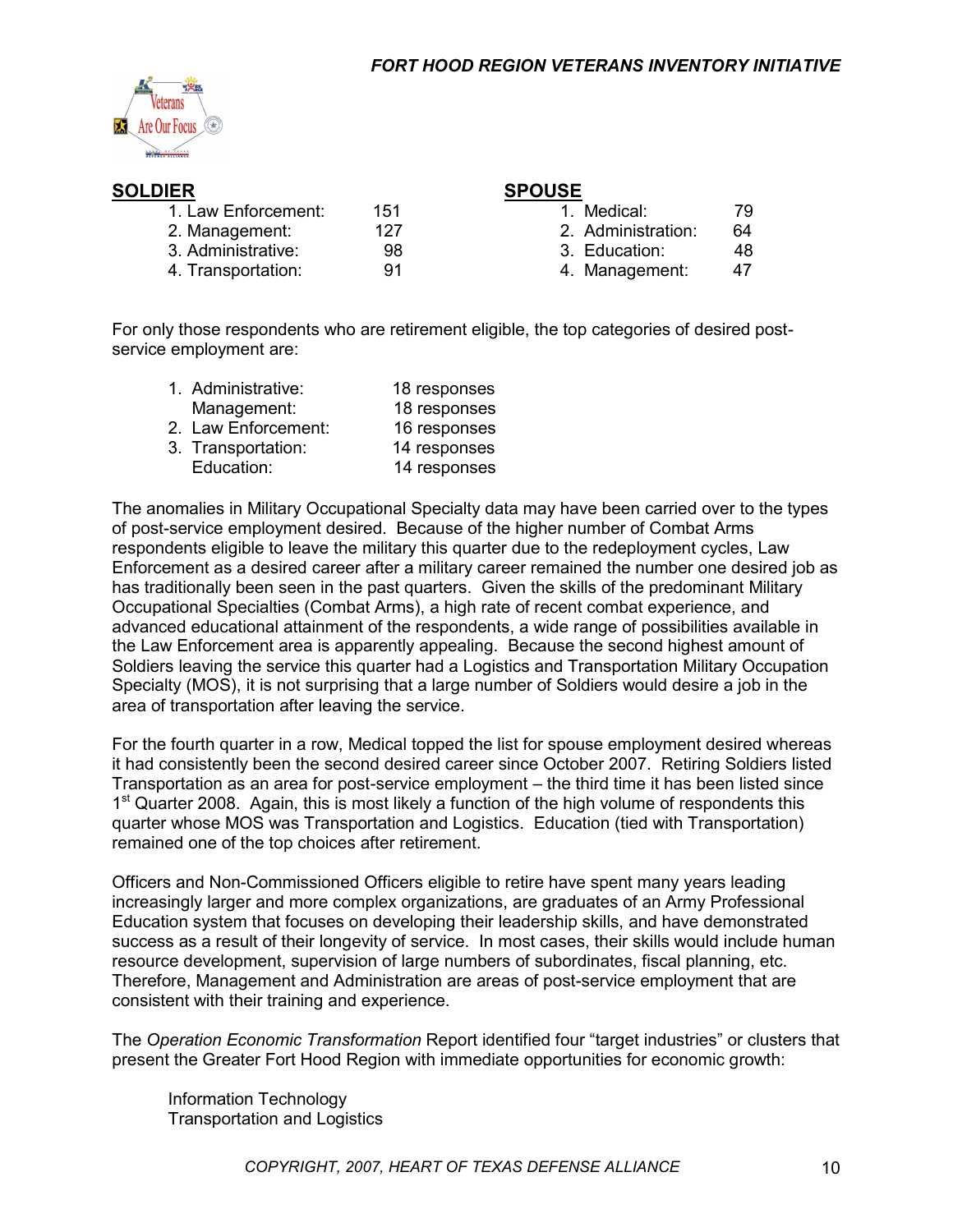| **SOLDIER** | | **SPOUSE** | |
|---|---|---|---|
| 1. Law Enforcement: | 151 | 1. Medical: | 79 |
| 2. Management: | 127 | 2. Administration: | 64 |
| 3. Administrative: | 98 | 3. Education: | 48 |
| 4. Transportation: | 91 | 4. Management: | 47 |

For only those respondents who are retirement eligible, the top categories of desired post-service employment are:

| | |
|---|---|
| 1. Administrative: | 18 responses |
| Management: | 18 responses |
| 2. Law Enforcement: | 16 responses |
| 3. Transportation: | 14 responses |
| Education: | 14 responses |

The anomalies in Military Occupational Specialty data may have been carried over to the types of post-service employment desired. Because of the higher number of Combat Arms respondents eligible to leave the military this quarter due to the redeployment cycles, Law Enforcement as a desired career after a military career remained the number one desired job as has traditionally been seen in the past quarters. Given the skills of the predominant Military Occupational Specialties (Combat Arms), a high rate of recent combat experience, and advanced educational attainment of the respondents, a wide range of possibilities available in the Law Enforcement area is apparently appealing. Because the second highest amount of Soldiers leaving the service this quarter had a Logistics and Transportation Military Occupation Specialty (MOS), it is not surprising that a large number of Soldiers would desire a job in the area of transportation after leaving the service.

For the fourth quarter in a row, Medical topped the list for spouse employment desired whereas it had consistently been the second desired career since October 2007. Retiring Soldiers listed Transportation as an area for post-service employment – the third time it has been listed since 1st Quarter 2008. Again, this is most likely a function of the high volume of respondents this quarter whose MOS was Transportation and Logistics. Education (tied with Transportation) remained one of the top choices after retirement.

Officers and Non-Commissioned Officers eligible to retire have spent many years leading increasingly larger and more complex organizations, are graduates of an Army Professional Education system that focuses on developing their leadership skills, and have demonstrated success as a result of their longevity of service. In most cases, their skills would include human resource development, supervision of large numbers of subordinates, fiscal planning, etc. Therefore, Management and Administration are areas of post-service employment that are consistent with their training and experience.

The *Operation Economic Transformation* Report identified four "target industries" or clusters that present the Greater Fort Hood Region with immediate opportunities for economic growth:

Information Technology
Transportation and Logistics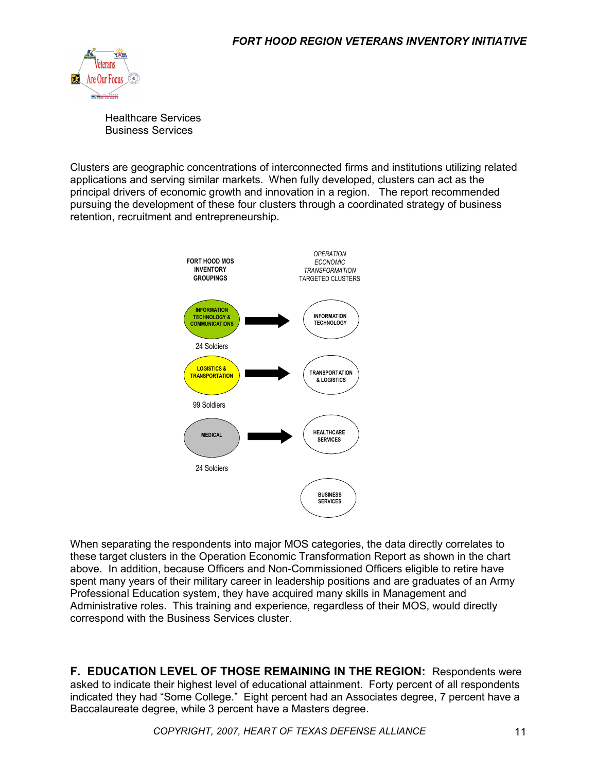Healthcare Services
Business Services

Clusters are geographic concentrations of interconnected firms and institutions utilizing related applications and serving similar markets. When fully developed, clusters can act as the principal drivers of economic growth and innovation in a region. The report recommended pursuing the development of these four clusters through a coordinated strategy of business retention, recruitment and entrepreneurship.

| FORT HOOD MOS INVENTORY GROUPINGS | | *OPERATION ECONOMIC TRANSFORMATION* TARGETED CLUSTERS |
|---|---|---|
| INFORMATION TECHNOLOGY & COMMUNICATIONS (24 Soldiers) | → | INFORMATION TECHNOLOGY |
| LOGISTICS & TRANSPORTATION (99 Soldiers) | → | TRANSPORTATION & LOGISTICS |
| MEDICAL (24 Soldiers) | → | HEALTHCARE SERVICES |
| | | BUSINESS SERVICES |

When separating the respondents into major MOS categories, the data directly correlates to these target clusters in the Operation Economic Transformation Report as shown in the chart above. In addition, because Officers and Non-Commissioned Officers eligible to retire have spent many years of their military career in leadership positions and are graduates of an Army Professional Education system, they have acquired many skills in Management and Administrative roles. This training and experience, regardless of their MOS, would directly correspond with the Business Services cluster.

**F. EDUCATION LEVEL OF THOSE REMAINING IN THE REGION:** Respondents were asked to indicate their highest level of educational attainment. Forty percent of all respondents indicated they had "Some College." Eight percent had an Associates degree, 7 percent have a Baccalaureate degree, while 3 percent have a Masters degree.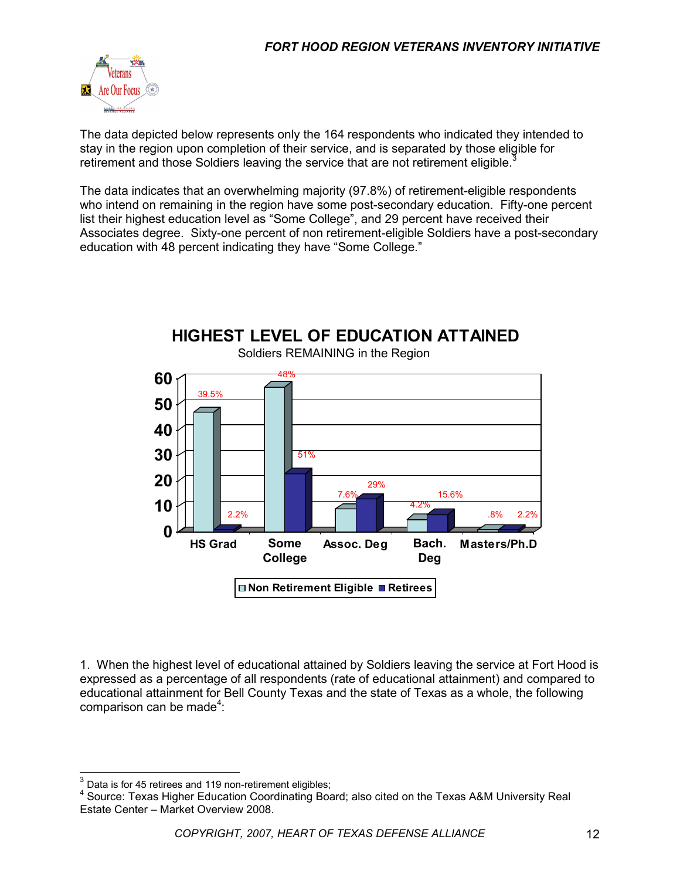The data depicted below represents only the 164 respondents who indicated they intended to stay in the region upon completion of their service, and is separated by those eligible for retirement and those Soldiers leaving the service that are not retirement eligible.[3]

The data indicates that an overwhelming majority (97.8%) of retirement-eligible respondents who intend on remaining in the region have some post-secondary education. Fifty-one percent list their highest education level as "Some College", and 29 percent have received their Associates degree. Sixty-one percent of non retirement-eligible Soldiers have a post-secondary education with 48 percent indicating they have "Some College."

**HIGHEST LEVEL OF EDUCATION ATTAINED**

Soldiers REMAINING in the Region

| | HS Grad | Some College | Assoc. Deg | Bach. Deg | Masters/Ph.D |
|---|---|---|---|---|---|
| Non Retirement Eligible | 39.5% | 48% | 7.6% | 4.2% | .8% |
| Retirees | 2.2% | 51% | 29% | 15.6% | 2.2% |

1. When the highest level of educational attained by Soldiers leaving the service at Fort Hood is expressed as a percentage of all respondents (rate of educational attainment) and compared to educational attainment for Bell County Texas and the state of Texas as a whole, the following comparison can be made[4]:

---

[3] Data is for 45 retirees and 119 non-retirement eligibles;

[4] Source: Texas Higher Education Coordinating Board; also cited on the Texas A&M University Real Estate Center – Market Overview 2008.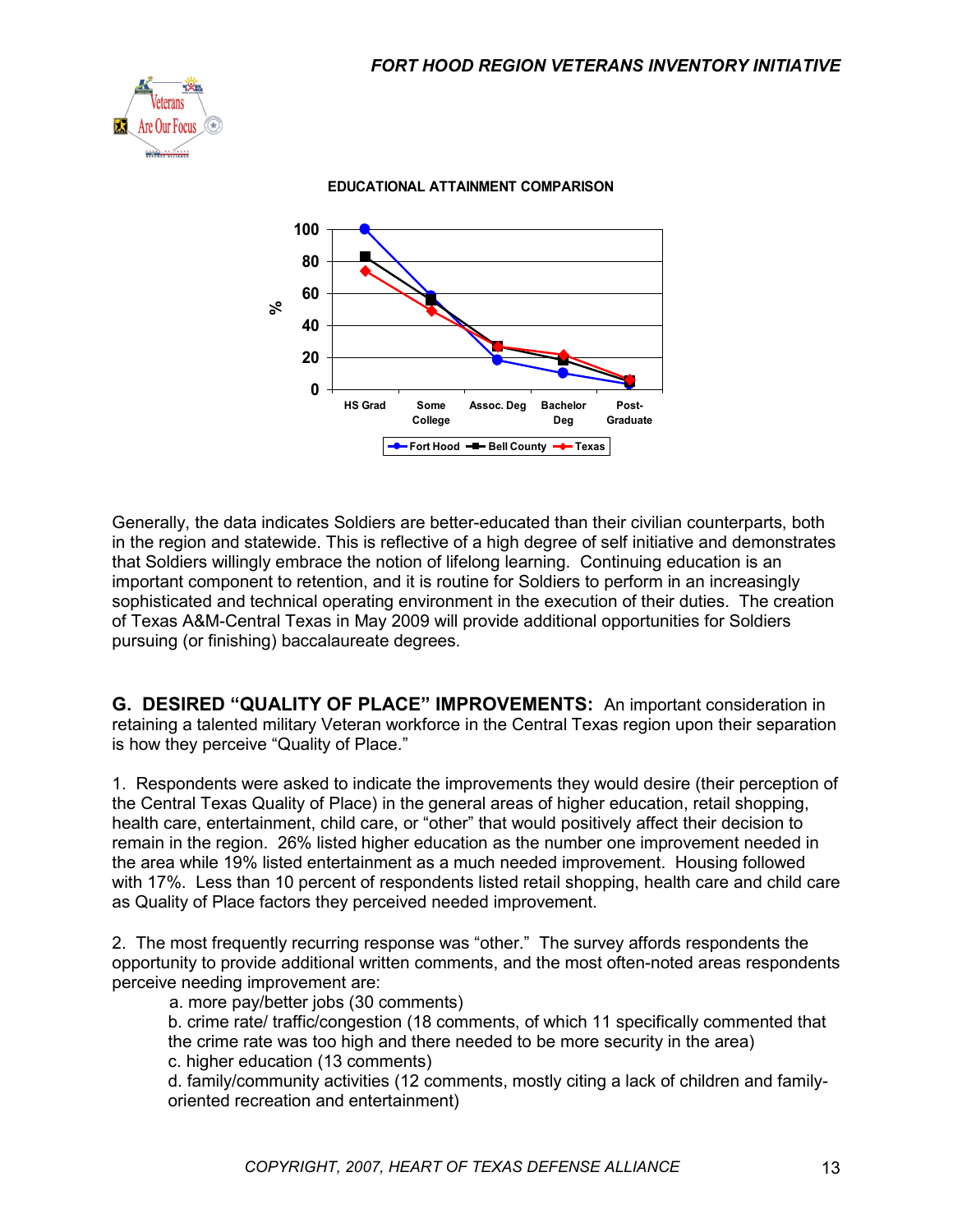EDUCATIONAL ATTAINMENT COMPARISON

Generally, the data indicates Soldiers are better-educated than their civilian counterparts, both in the region and statewide. This is reflective of a high degree of self initiative and demonstrates that Soldiers willingly embrace the notion of lifelong learning. Continuing education is an important component to retention, and it is routine for Soldiers to perform in an increasingly sophisticated and technical operating environment in the execution of their duties. The creation of Texas A&M-Central Texas in May 2009 will provide additional opportunities for Soldiers pursuing (or finishing) baccalaureate degrees.

**G. DESIRED "QUALITY OF PLACE" IMPROVEMENTS:** An important consideration in retaining a talented military Veteran workforce in the Central Texas region upon their separation is how they perceive "Quality of Place."

1. Respondents were asked to indicate the improvements they would desire (their perception of the Central Texas Quality of Place) in the general areas of higher education, retail shopping, health care, entertainment, child care, or "other" that would positively affect their decision to remain in the region. 26% listed higher education as the number one improvement needed in the area while 19% listed entertainment as a much needed improvement. Housing followed with 17%. Less than 10 percent of respondents listed retail shopping, health care and child care as Quality of Place factors they perceived needed improvement.

2. The most frequently recurring response was "other." The survey affords respondents the opportunity to provide additional written comments, and the most often-noted areas respondents perceive needing improvement are:

   a. more pay/better jobs (30 comments)
   b. crime rate/ traffic/congestion (18 comments, of which 11 specifically commented that the crime rate was too high and there needed to be more security in the area)
   c. higher education (13 comments)
   d. family/community activities (12 comments, mostly citing a lack of children and family-oriented recreation and entertainment)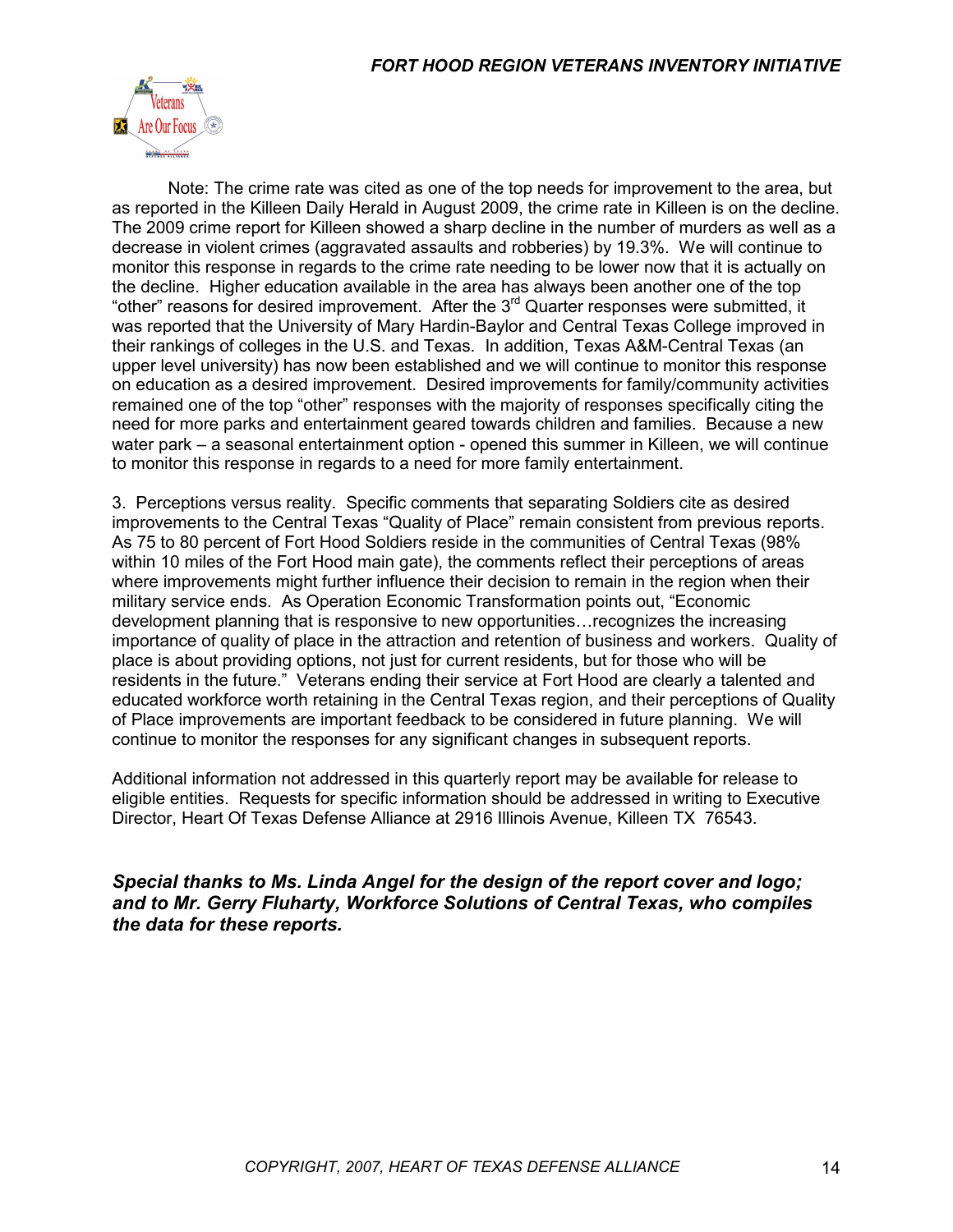Note: The crime rate was cited as one of the top needs for improvement to the area, but as reported in the Killeen Daily Herald in August 2009, the crime rate in Killeen is on the decline. The 2009 crime report for Killeen showed a sharp decline in the number of murders as well as a decrease in violent crimes (aggravated assaults and robberies) by 19.3%. We will continue to monitor this response in regards to the crime rate needing to be lower now that it is actually on the decline. Higher education available in the area has always been another one of the top "other" reasons for desired improvement. After the 3rd Quarter responses were submitted, it was reported that the University of Mary Hardin-Baylor and Central Texas College improved in their rankings of colleges in the U.S. and Texas. In addition, Texas A&M-Central Texas (an upper level university) has now been established and we will continue to monitor this response on education as a desired improvement. Desired improvements for family/community activities remained one of the top "other" responses with the majority of responses specifically citing the need for more parks and entertainment geared towards children and families. Because a new water park – a seasonal entertainment option - opened this summer in Killeen, we will continue to monitor this response in regards to a need for more family entertainment.

3. Perceptions versus reality. Specific comments that separating Soldiers cite as desired improvements to the Central Texas "Quality of Place" remain consistent from previous reports. As 75 to 80 percent of Fort Hood Soldiers reside in the communities of Central Texas (98% within 10 miles of the Fort Hood main gate), the comments reflect their perceptions of areas where improvements might further influence their decision to remain in the region when their military service ends. As Operation Economic Transformation points out, "Economic development planning that is responsive to new opportunities…recognizes the increasing importance of quality of place in the attraction and retention of business and workers. Quality of place is about providing options, not just for current residents, but for those who will be residents in the future." Veterans ending their service at Fort Hood are clearly a talented and educated workforce worth retaining in the Central Texas region, and their perceptions of Quality of Place improvements are important feedback to be considered in future planning. We will continue to monitor the responses for any significant changes in subsequent reports.

Additional information not addressed in this quarterly report may be available for release to eligible entities. Requests for specific information should be addressed in writing to Executive Director, Heart Of Texas Defense Alliance at 2916 Illinois Avenue, Killeen TX 76543.

***Special thanks to Ms. Linda Angel for the design of the report cover and logo; and to Mr. Gerry Fluharty, Workforce Solutions of Central Texas, who compiles the data for these reports.***